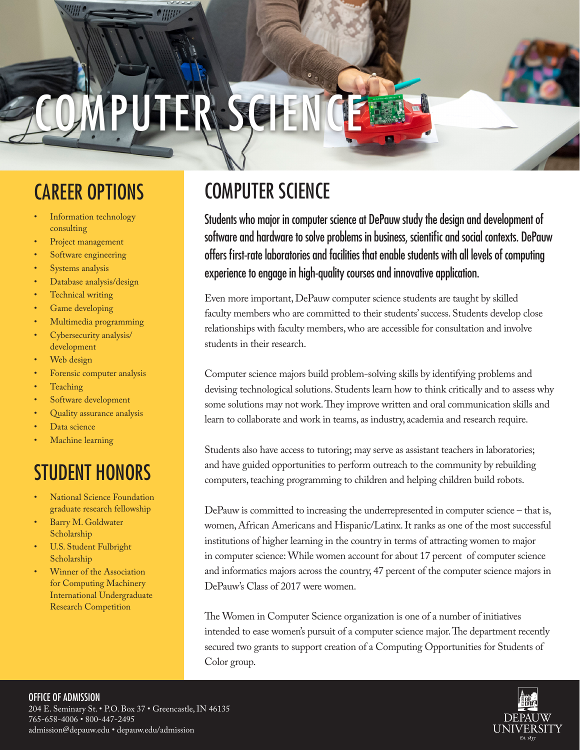# COMPUTER SCIENCE

## CAREER OPTIONS

- Information technology consulting
- Project management
- Software engineering
- Systems analysis
- Database analysis/design
- Technical writing
- Game developing
- Multimedia programming
- Cybersecurity analysis/development
- Web design
- Forensic computer analysis
- Teaching
- Software development
- Quality assurance analysis
- Data science
- Machine learning

## STUDENT HONORS

- National Science Foundation graduate research fellowship
- Barry M. Goldwater Scholarship
- U.S. Student Fulbright Scholarship
- Winner of the Association for Computing Machinery International Undergraduate Research Competition

## COMPUTER SCIENCE

Students who major in computer science at DePauw study the design and development of software and hardware to solve problems in business, scientific and social contexts. DePauw offers first-rate laboratories and facilities that enable students with all levels of computing experience to engage in high-quality courses and innovative application.

Even more important, DePauw computer science students are taught by skilled faculty members who are committed to their students' success. Students develop close relationships with faculty members, who are accessible for consultation and involve students in their research.

Computer science majors build problem-solving skills by identifying problems and devising technological solutions. Students learn how to think critically and to assess why some solutions may not work. They improve written and oral communication skills and learn to collaborate and work in teams, as industry, academia and research require.

Students also have access to tutoring; may serve as assistant teachers in laboratories; and have guided opportunities to perform outreach to the community by rebuilding computers, teaching programming to children and helping children build robots.

DePauw is committed to increasing the underrepresented in computer science – that is, women, African Americans and Hispanic/Latinx. It ranks as one of the most successful institutions of higher learning in the country in terms of attracting women to major in computer science: While women account for about 17 percent of computer science and informatics majors across the country, 47 percent of the computer science majors in DePauw's Class of 2017 were women.

The Women in Computer Science organization is one of a number of initiatives intended to ease women's pursuit of a computer science major. The department recently secured two grants to support creation of a Computing Opportunities for Students of Color group.

**OFFICE OF ADMISSION**
204 E. Seminary St. • P.O. Box 37 • Greencastle, IN 46135
765-658-4006 • 800-447-2495
admission@depauw.edu • depauw.edu/admission

DEPAUW UNIVERSITY
Est. 1837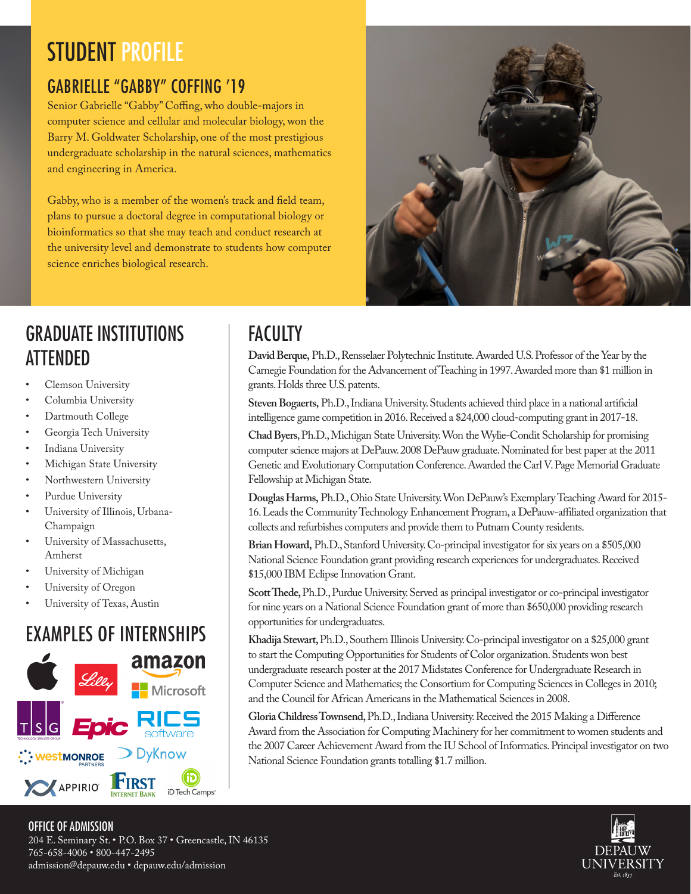# STUDENT PROFILE

## GABRIELLE "GABBY" COFFING '19

Senior Gabrielle "Gabby" Coffing, who double-majors in computer science and cellular and molecular biology, won the Barry M. Goldwater Scholarship, one of the most prestigious undergraduate scholarship in the natural sciences, mathematics and engineering in America.

Gabby, who is a member of the women's track and field team, plans to pursue a doctoral degree in computational biology or bioinformatics so that she may teach and conduct research at the university level and demonstrate to students how computer science enriches biological research.

## GRADUATE INSTITUTIONS ATTENDED

- Clemson University
- Columbia University
- Dartmouth College
- Georgia Tech University
- Indiana University
- Michigan State University
- Northwestern University
- Purdue University
- University of Illinois, Urbana-Champaign
- University of Massachusetts, Amherst
- University of Michigan
- University of Oregon
- University of Texas, Austin

## EXAMPLES OF INTERNSHIPS

Apple, Lilly, amazon, Microsoft, TSG Technology Services Group, Epic, RICS software, westMONROE PARTNERS, DyKnow, APPIRIO, FIRST INTERNET BANK, iD Tech Camps

## FACULTY

**David Berque,** Ph.D., Rensselaer Polytechnic Institute. Awarded U.S. Professor of the Year by the Carnegie Foundation for the Advancement of Teaching in 1997. Awarded more than $1 million in grants. Holds three U.S. patents.

**Steven Bogaerts,** Ph.D., Indiana University. Students achieved third place in a national artificial intelligence game competition in 2016. Received a $24,000 cloud-computing grant in 2017-18.

**Chad Byers,** Ph.D., Michigan State University. Won the Wylie-Condit Scholarship for promising computer science majors at DePauw. 2008 DePauw graduate. Nominated for best paper at the 2011 Genetic and Evolutionary Computation Conference. Awarded the Carl V. Page Memorial Graduate Fellowship at Michigan State.

**Douglas Harms,** Ph.D., Ohio State University. Won DePauw's Exemplary Teaching Award for 2015-16. Leads the Community Technology Enhancement Program, a DePauw-affiliated organization that collects and refurbishes computers and provide them to Putnam County residents.

**Brian Howard,** Ph.D., Stanford University. Co-principal investigator for six years on a $505,000 National Science Foundation grant providing research experiences for undergraduates. Received $15,000 IBM Eclipse Innovation Grant.

**Scott Thede,** Ph.D., Purdue University. Served as principal investigator or co-principal investigator for nine years on a National Science Foundation grant of more than $650,000 providing research opportunities for undergraduates.

**Khadija Stewart,** Ph.D., Southern Illinois University. Co-principal investigator on a $25,000 grant to start the Computing Opportunities for Students of Color organization. Students won best undergraduate research poster at the 2017 Midstates Conference for Undergraduate Research in Computer Science and Mathematics; the Consortium for Computing Sciences in Colleges in 2010; and the Council for African Americans in the Mathematical Sciences in 2008.

**Gloria Childress Townsend,** Ph.D., Indiana University. Received the 2015 Making a Difference Award from the Association for Computing Machinery for her commitment to women students and the 2007 Career Achievement Award from the IU School of Informatics. Principal investigator on two National Science Foundation grants totalling $1.7 million.

**OFFICE OF ADMISSION**
204 E. Seminary St. • P.O. Box 37 • Greencastle, IN 46135
765-658-4006 • 800-447-2495
admission@depauw.edu • depauw.edu/admission

DEPAUW UNIVERSITY
Est. 1837